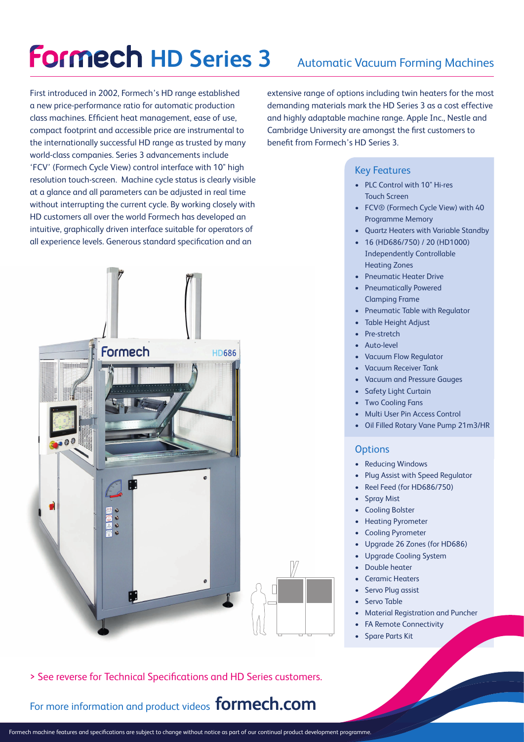# Formech HD Series 3

## Automatic Vacuum Forming Machines

First introduced in 2002, Formech's HD range established a new price-performance ratio for automatic production class machines. Efficient heat management, ease of use, compact footprint and accessible price are instrumental to the internationally successful HD range as trusted by many world-class companies. Series 3 advancements include 'FCV' (Formech Cycle View) control interface with 10" high resolution touch-screen. Machine cycle status is clearly visible at a glance and all parameters can be adjusted in real time without interrupting the current cycle. By working closely with HD customers all over the world Formech has developed an intuitive, graphically driven interface suitable for operators of all experience levels. Generous standard specification and an extensive range of options including twin heaters for the most demanding materials mark the HD Series 3 as a cost effective and highly adaptable machine range. Apple Inc., Nestle and Cambridge University are amongst the first customers to benefit from Formech's HD Series 3.

### Key Features

- PLC Control with 10" Hi-res Touch Screen
- FCV® (Formech Cycle View) with 40 Programme Memory
- Quartz Heaters with Variable Standby
- 16 (HD686/750) / 20 (HD1000) Independently Controllable Heating Zones
- Pneumatic Heater Drive
- Pneumatically Powered Clamping Frame
- Pneumatic Table with Regulator
- Table Height Adjust
- Pre-stretch
- Auto-level
- Vacuum Flow Regulator
- Vacuum Receiver Tank
- Vacuum and Pressure Gauges
- Safety Light Curtain
- Two Cooling Fans
- Multi User Pin Access Control
- Oil Filled Rotary Vane Pump 21m3/HR

### Options

- Reducing Windows
- Plug Assist with Speed Regulator
- Reel Feed (for HD686/750)
- Spray Mist
- Cooling Bolster
- Heating Pyrometer
- Cooling Pyrometer
- Upgrade 26 Zones (for HD686)
- Upgrade Cooling System
- Double heater
- Ceramic Heaters
- Servo Plug assist
- Servo Table
- Material Registration and Puncher
- FA Remote Connectivity
- Spare Parts Kit

> See reverse for Technical Specifications and HD Series customers.

For more information and product videos **formech.com**

Formech machine features and specifications are subject to change without notice as part of our continual product development programme.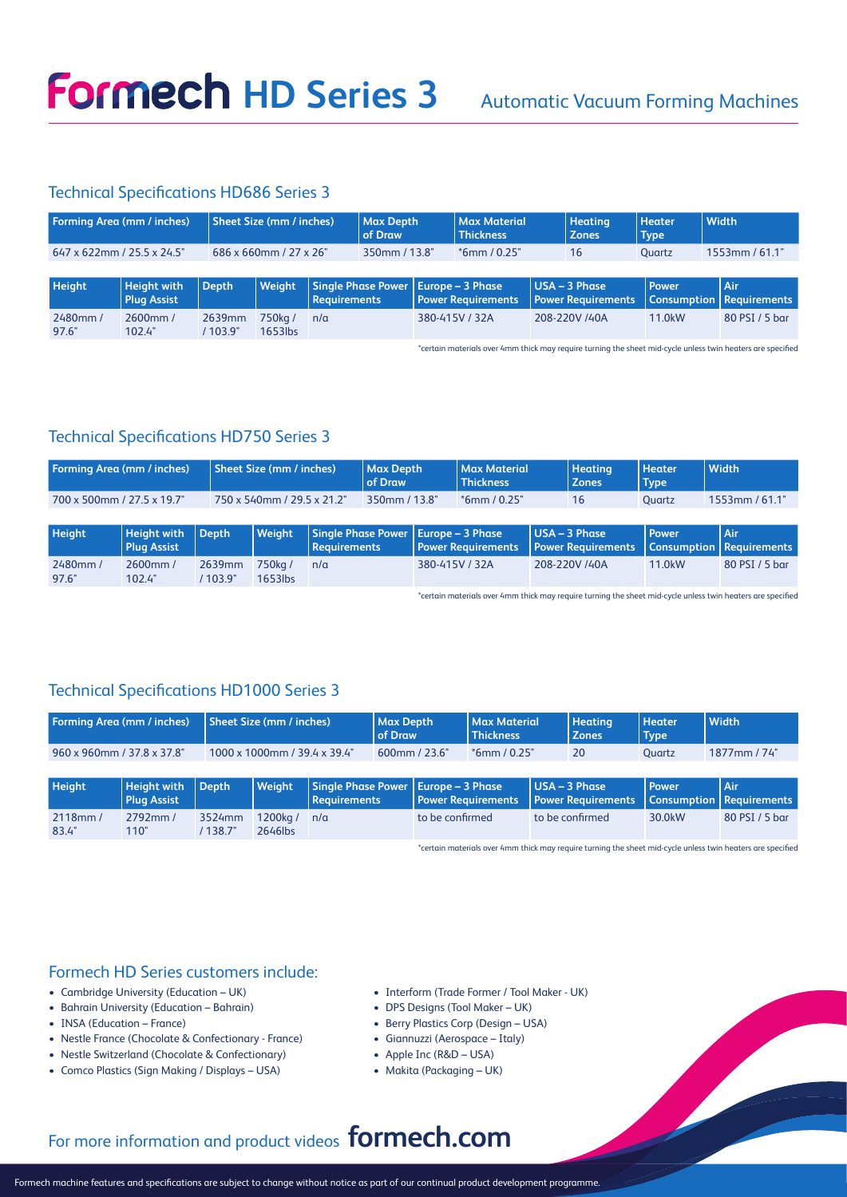# Formech HD Series 3

Automatic Vacuum Forming Machines

## Technical Specifications HD686 Series 3

| Forming Area (mm / inches) | Sheet Size (mm / inches) | Max Depth of Draw | Max Material Thickness | Heating Zones | Heater Type | Width |
|---|---|---|---|---|---|---|
| 647 x 622mm / 25.5 x 24.5" | 686 x 660mm / 27 x 26" | 350mm / 13.8" | *6mm / 0.25" | 16 | Quartz | 1553mm / 61.1" |

| Height | Height with Plug Assist | Depth | Weight | Single Phase Power Requirements | Europe – 3 Phase Power Requirements | USA – 3 Phase Power Requirements | Power Consumption | Air Requirements |
|---|---|---|---|---|---|---|---|---|
| 2480mm / 97.6" | 2600mm / 102.4" | 2639mm / 103.9" | 750kg / 1653lbs | n/a | 380-415V / 32A | 208-220V /40A | 11.0kW | 80 PSI / 5 bar |

*certain materials over 4mm thick may require turning the sheet mid-cycle unless twin heaters are specified

## Technical Specifications HD750 Series 3

| Forming Area (mm / inches) | Sheet Size (mm / inches) | Max Depth of Draw | Max Material Thickness | Heating Zones | Heater Type | Width |
|---|---|---|---|---|---|---|
| 700 x 500mm / 27.5 x 19.7" | 750 x 540mm / 29.5 x 21.2" | 350mm / 13.8" | *6mm / 0.25" | 16 | Quartz | 1553mm / 61.1" |

| Height | Height with Plug Assist | Depth | Weight | Single Phase Power Requirements | Europe – 3 Phase Power Requirements | USA – 3 Phase Power Requirements | Power Consumption | Air Requirements |
|---|---|---|---|---|---|---|---|---|
| 2480mm / 97.6" | 2600mm / 102.4" | 2639mm / 103.9" | 750kg / 1653lbs | n/a | 380-415V / 32A | 208-220V /40A | 11.0kW | 80 PSI / 5 bar |

*certain materials over 4mm thick may require turning the sheet mid-cycle unless twin heaters are specified

## Technical Specifications HD1000 Series 3

| Forming Area (mm / inches) | Sheet Size (mm / inches) | Max Depth of Draw | Max Material Thickness | Heating Zones | Heater Type | Width |
|---|---|---|---|---|---|---|
| 960 x 960mm / 37.8 x 37.8" | 1000 x 1000mm / 39.4 x 39.4" | 600mm / 23.6" | *6mm / 0.25" | 20 | Quartz | 1877mm / 74" |

| Height | Height with Plug Assist | Depth | Weight | Single Phase Power Requirements | Europe – 3 Phase Power Requirements | USA – 3 Phase Power Requirements | Power Consumption | Air Requirements |
|---|---|---|---|---|---|---|---|---|
| 2118mm / 83.4" | 2792mm / 110" | 3524mm / 138.7" | 1200kg / 2646lbs | n/a | to be confirmed | to be confirmed | 30.0kW | 80 PSI / 5 bar |

*certain materials over 4mm thick may require turning the sheet mid-cycle unless twin heaters are specified

## Formech HD Series customers include:

- Cambridge University (Education – UK)
- Bahrain University (Education – Bahrain)
- INSA (Education – France)
- Nestle France (Chocolate & Confectionary - France)
- Nestle Switzerland (Chocolate & Confectionary)
- Comco Plastics (Sign Making / Displays – USA)
- Interform (Trade Former / Tool Maker - UK)
- DPS Designs (Tool Maker – UK)
- Berry Plastics Corp (Design – USA)
- Giannuzzi (Aerospace – Italy)
- Apple Inc (R&D – USA)
- Makita (Packaging – UK)

For more information and product videos **formech.com**

Formech machine features and specifications are subject to change without notice as part of our continual product development programme.